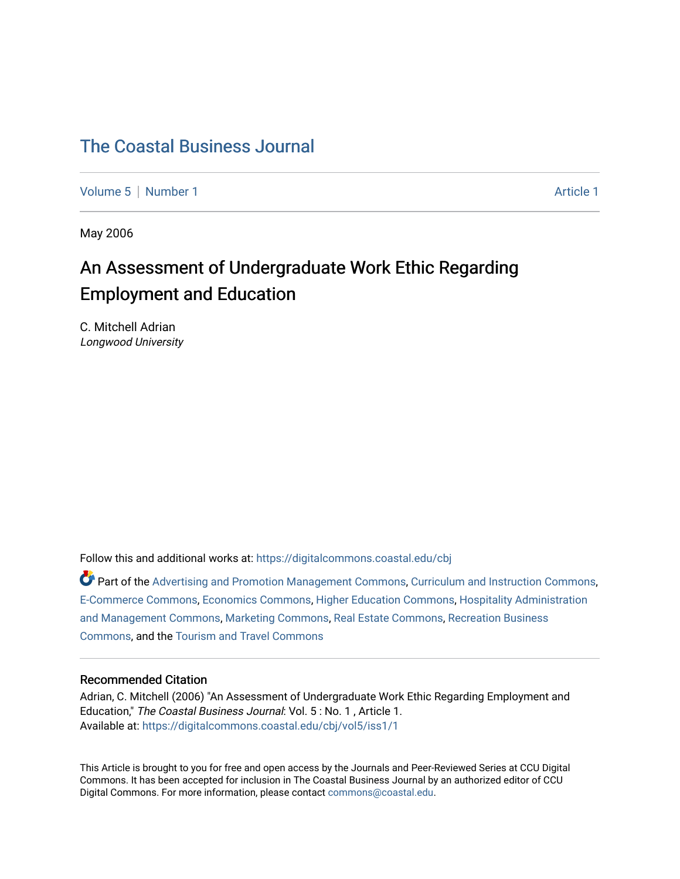# The Coastal Business Journal

Volume 5 | Number 1 | Article 1

May 2006

## An Assessment of Undergraduate Work Ethic Regarding Employment and Education

C. Mitchell Adrian
*Longwood University*

Follow this and additional works at: https://digitalcommons.coastal.edu/cbj

Part of the Advertising and Promotion Management Commons, Curriculum and Instruction Commons, E-Commerce Commons, Economics Commons, Higher Education Commons, Hospitality Administration and Management Commons, Marketing Commons, Real Estate Commons, Recreation Business Commons, and the Tourism and Travel Commons

### Recommended Citation

Adrian, C. Mitchell (2006) "An Assessment of Undergraduate Work Ethic Regarding Employment and Education," *The Coastal Business Journal*: Vol. 5 : No. 1 , Article 1.
Available at: https://digitalcommons.coastal.edu/cbj/vol5/iss1/1

This Article is brought to you for free and open access by the Journals and Peer-Reviewed Series at CCU Digital Commons. It has been accepted for inclusion in The Coastal Business Journal by an authorized editor of CCU Digital Commons. For more information, please contact commons@coastal.edu.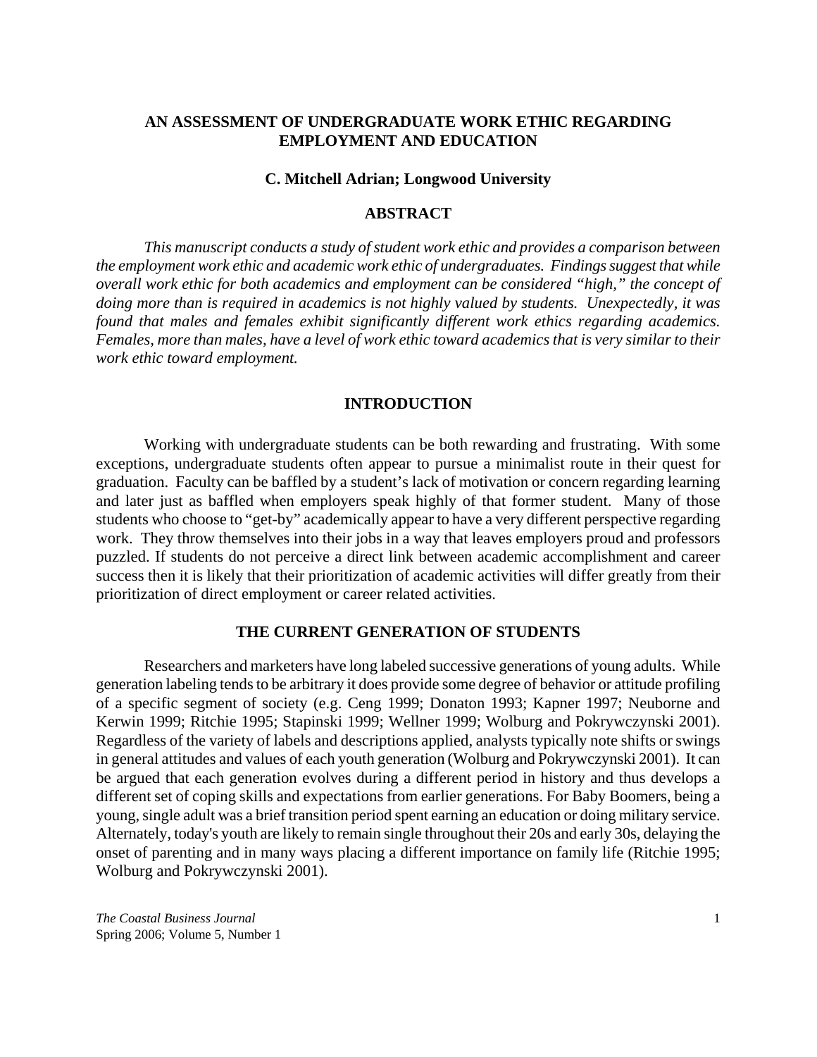# AN ASSESSMENT OF UNDERGRADUATE WORK ETHIC REGARDING EMPLOYMENT AND EDUCATION

**C. Mitchell Adrian; Longwood University**

## ABSTRACT

*This manuscript conducts a study of student work ethic and provides a comparison between the employment work ethic and academic work ethic of undergraduates. Findings suggest that while overall work ethic for both academics and employment can be considered "high," the concept of doing more than is required in academics is not highly valued by students. Unexpectedly, it was found that males and females exhibit significantly different work ethics regarding academics. Females, more than males, have a level of work ethic toward academics that is very similar to their work ethic toward employment.*

## INTRODUCTION

Working with undergraduate students can be both rewarding and frustrating. With some exceptions, undergraduate students often appear to pursue a minimalist route in their quest for graduation. Faculty can be baffled by a student's lack of motivation or concern regarding learning and later just as baffled when employers speak highly of that former student. Many of those students who choose to "get-by" academically appear to have a very different perspective regarding work. They throw themselves into their jobs in a way that leaves employers proud and professors puzzled. If students do not perceive a direct link between academic accomplishment and career success then it is likely that their prioritization of academic activities will differ greatly from their prioritization of direct employment or career related activities.

## THE CURRENT GENERATION OF STUDENTS

Researchers and marketers have long labeled successive generations of young adults. While generation labeling tends to be arbitrary it does provide some degree of behavior or attitude profiling of a specific segment of society (e.g. Ceng 1999; Donaton 1993; Kapner 1997; Neuborne and Kerwin 1999; Ritchie 1995; Stapinski 1999; Wellner 1999; Wolburg and Pokrywczynski 2001). Regardless of the variety of labels and descriptions applied, analysts typically note shifts or swings in general attitudes and values of each youth generation (Wolburg and Pokrywczynski 2001). It can be argued that each generation evolves during a different period in history and thus develops a different set of coping skills and expectations from earlier generations. For Baby Boomers, being a young, single adult was a brief transition period spent earning an education or doing military service. Alternately, today's youth are likely to remain single throughout their 20s and early 30s, delaying the onset of parenting and in many ways placing a different importance on family life (Ritchie 1995; Wolburg and Pokrywczynski 2001).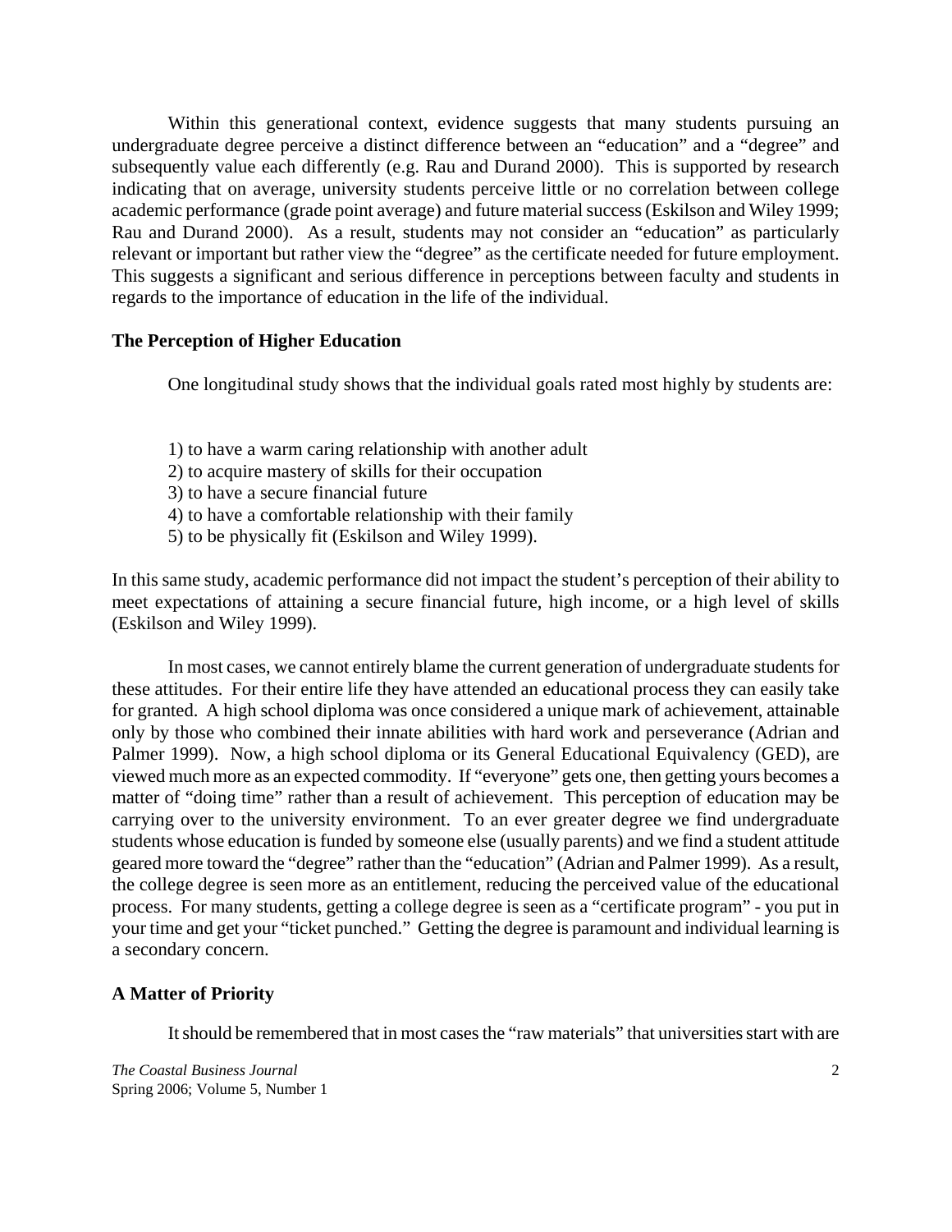Within this generational context, evidence suggests that many students pursuing an undergraduate degree perceive a distinct difference between an "education" and a "degree" and subsequently value each differently (e.g. Rau and Durand 2000). This is supported by research indicating that on average, university students perceive little or no correlation between college academic performance (grade point average) and future material success (Eskilson and Wiley 1999; Rau and Durand 2000). As a result, students may not consider an "education" as particularly relevant or important but rather view the "degree" as the certificate needed for future employment. This suggests a significant and serious difference in perceptions between faculty and students in regards to the importance of education in the life of the individual.

**The Perception of Higher Education**

One longitudinal study shows that the individual goals rated most highly by students are:

1) to have a warm caring relationship with another adult
2) to acquire mastery of skills for their occupation
3) to have a secure financial future
4) to have a comfortable relationship with their family
5) to be physically fit (Eskilson and Wiley 1999).

In this same study, academic performance did not impact the student's perception of their ability to meet expectations of attaining a secure financial future, high income, or a high level of skills (Eskilson and Wiley 1999).

In most cases, we cannot entirely blame the current generation of undergraduate students for these attitudes. For their entire life they have attended an educational process they can easily take for granted. A high school diploma was once considered a unique mark of achievement, attainable only by those who combined their innate abilities with hard work and perseverance (Adrian and Palmer 1999). Now, a high school diploma or its General Educational Equivalency (GED), are viewed much more as an expected commodity. If "everyone" gets one, then getting yours becomes a matter of "doing time" rather than a result of achievement. This perception of education may be carrying over to the university environment. To an ever greater degree we find undergraduate students whose education is funded by someone else (usually parents) and we find a student attitude geared more toward the "degree" rather than the "education" (Adrian and Palmer 1999). As a result, the college degree is seen more as an entitlement, reducing the perceived value of the educational process. For many students, getting a college degree is seen as a "certificate program" - you put in your time and get your "ticket punched." Getting the degree is paramount and individual learning is a secondary concern.

**A Matter of Priority**

It should be remembered that in most cases the "raw materials" that universities start with are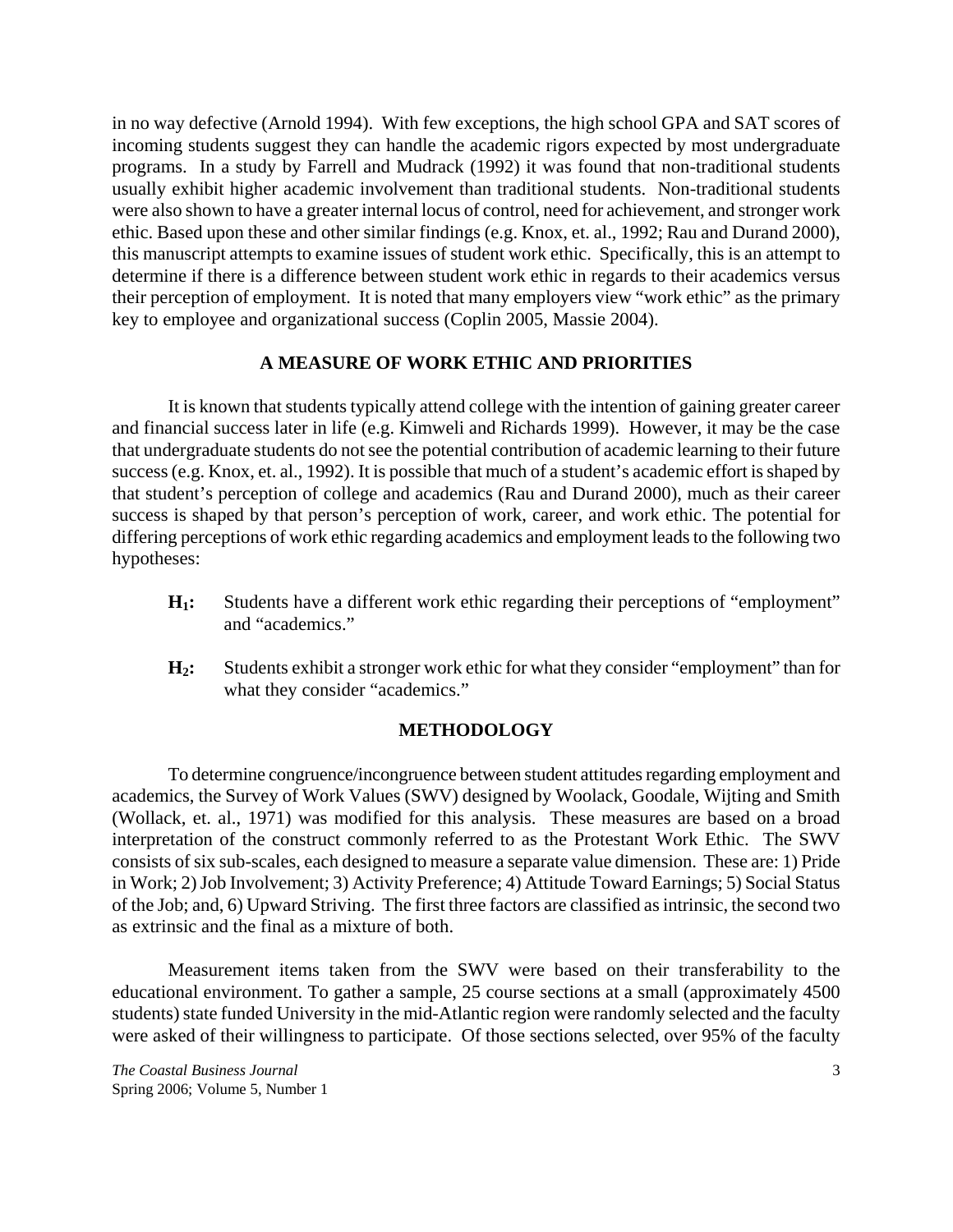in no way defective (Arnold 1994). With few exceptions, the high school GPA and SAT scores of incoming students suggest they can handle the academic rigors expected by most undergraduate programs. In a study by Farrell and Mudrack (1992) it was found that non-traditional students usually exhibit higher academic involvement than traditional students. Non-traditional students were also shown to have a greater internal locus of control, need for achievement, and stronger work ethic. Based upon these and other similar findings (e.g. Knox, et. al., 1992; Rau and Durand 2000), this manuscript attempts to examine issues of student work ethic. Specifically, this is an attempt to determine if there is a difference between student work ethic in regards to their academics versus their perception of employment. It is noted that many employers view "work ethic" as the primary key to employee and organizational success (Coplin 2005, Massie 2004).

## A MEASURE OF WORK ETHIC AND PRIORITIES

It is known that students typically attend college with the intention of gaining greater career and financial success later in life (e.g. Kimweli and Richards 1999). However, it may be the case that undergraduate students do not see the potential contribution of academic learning to their future success (e.g. Knox, et. al., 1992). It is possible that much of a student's academic effort is shaped by that student's perception of college and academics (Rau and Durand 2000), much as their career success is shaped by that person's perception of work, career, and work ethic. The potential for differing perceptions of work ethic regarding academics and employment leads to the following two hypotheses:

- **$H_1$:** Students have a different work ethic regarding their perceptions of "employment" and "academics."
- **$H_2$:** Students exhibit a stronger work ethic for what they consider "employment" than for what they consider "academics."

## METHODOLOGY

To determine congruence/incongruence between student attitudes regarding employment and academics, the Survey of Work Values (SWV) designed by Woolack, Goodale, Wijting and Smith (Wollack, et. al., 1971) was modified for this analysis. These measures are based on a broad interpretation of the construct commonly referred to as the Protestant Work Ethic. The SWV consists of six sub-scales, each designed to measure a separate value dimension. These are: 1) Pride in Work; 2) Job Involvement; 3) Activity Preference; 4) Attitude Toward Earnings; 5) Social Status of the Job; and, 6) Upward Striving. The first three factors are classified as intrinsic, the second two as extrinsic and the final as a mixture of both.

Measurement items taken from the SWV were based on their transferability to the educational environment. To gather a sample, 25 course sections at a small (approximately 4500 students) state funded University in the mid-Atlantic region were randomly selected and the faculty were asked of their willingness to participate. Of those sections selected, over 95% of the faculty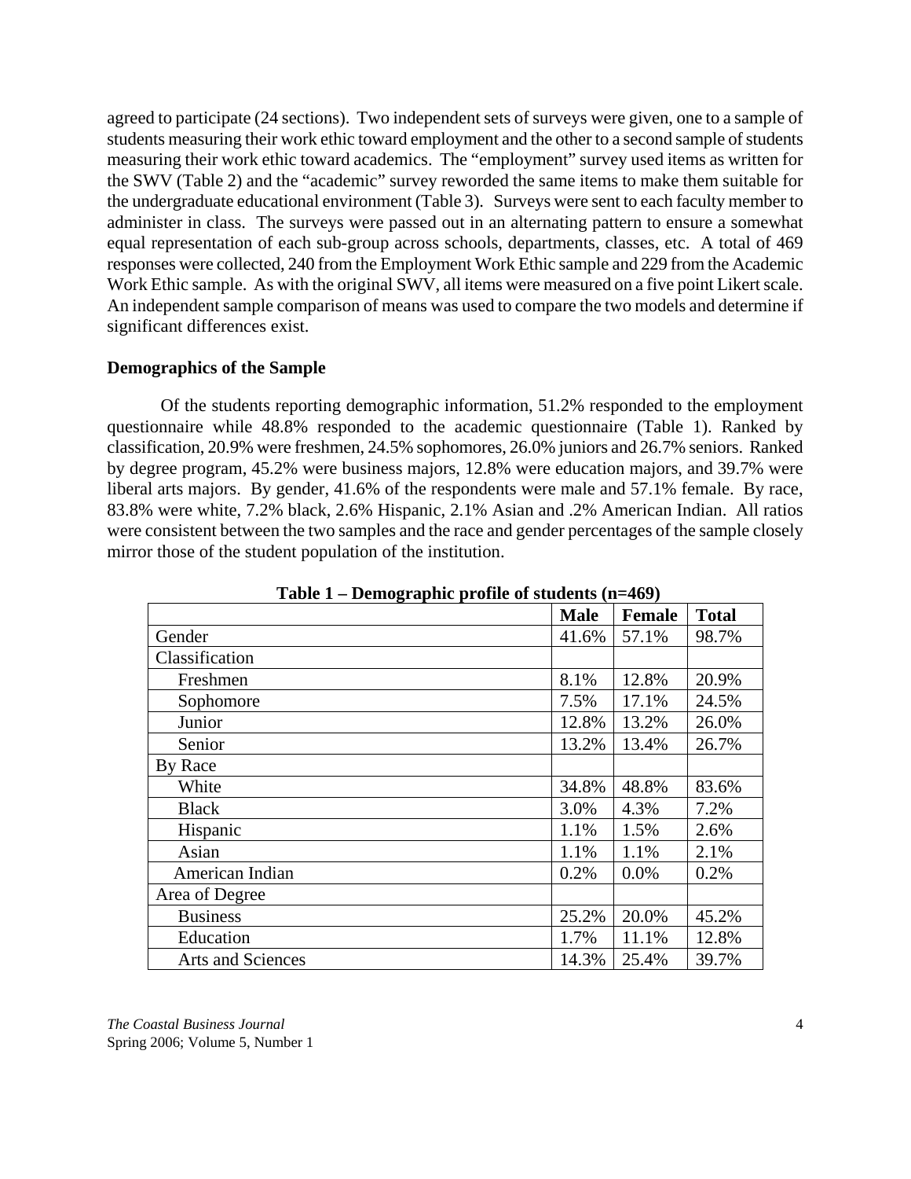agreed to participate (24 sections). Two independent sets of surveys were given, one to a sample of students measuring their work ethic toward employment and the other to a second sample of students measuring their work ethic toward academics. The "employment" survey used items as written for the SWV (Table 2) and the "academic" survey reworded the same items to make them suitable for the undergraduate educational environment (Table 3). Surveys were sent to each faculty member to administer in class. The surveys were passed out in an alternating pattern to ensure a somewhat equal representation of each sub-group across schools, departments, classes, etc. A total of 469 responses were collected, 240 from the Employment Work Ethic sample and 229 from the Academic Work Ethic sample. As with the original SWV, all items were measured on a five point Likert scale. An independent sample comparison of means was used to compare the two models and determine if significant differences exist.

**Demographics of the Sample**

Of the students reporting demographic information, 51.2% responded to the employment questionnaire while 48.8% responded to the academic questionnaire (Table 1). Ranked by classification, 20.9% were freshmen, 24.5% sophomores, 26.0% juniors and 26.7% seniors. Ranked by degree program, 45.2% were business majors, 12.8% were education majors, and 39.7% were liberal arts majors. By gender, 41.6% of the respondents were male and 57.1% female. By race, 83.8% were white, 7.2% black, 2.6% Hispanic, 2.1% Asian and .2% American Indian. All ratios were consistent between the two samples and the race and gender percentages of the sample closely mirror those of the student population of the institution.

**Table 1 – Demographic profile of students (n=469)**

| | **Male** | **Female** | **Total** |
|---|---|---|---|
| Gender | 41.6% | 57.1% | 98.7% |
| Classification | | | |
| Freshmen | 8.1% | 12.8% | 20.9% |
| Sophomore | 7.5% | 17.1% | 24.5% |
| Junior | 12.8% | 13.2% | 26.0% |
| Senior | 13.2% | 13.4% | 26.7% |
| By Race | | | |
| White | 34.8% | 48.8% | 83.6% |
| Black | 3.0% | 4.3% | 7.2% |
| Hispanic | 1.1% | 1.5% | 2.6% |
| Asian | 1.1% | 1.1% | 2.1% |
| American Indian | 0.2% | 0.0% | 0.2% |
| Area of Degree | | | |
| Business | 25.2% | 20.0% | 45.2% |
| Education | 1.7% | 11.1% | 12.8% |
| Arts and Sciences | 14.3% | 25.4% | 39.7% |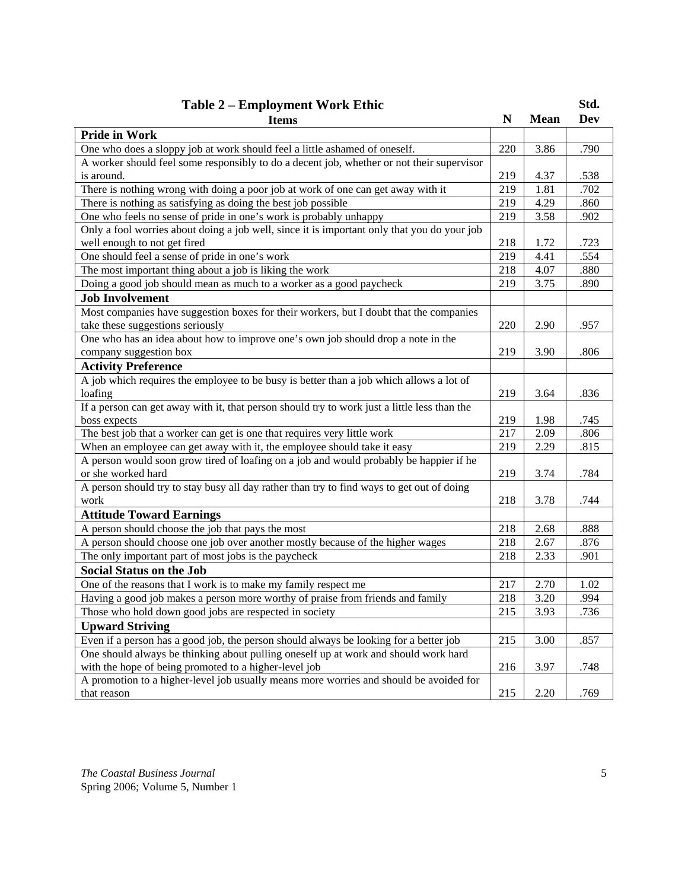**Table 2 – Employment Work Ethic**

| Items | N | Mean | Std. Dev |
|---|---|---|---|
| **Pride in Work** | | | |
| One who does a sloppy job at work should feel a little ashamed of oneself. | 220 | 3.86 | .790 |
| A worker should feel some responsibly to do a decent job, whether or not their supervisor is around. | 219 | 4.37 | .538 |
| There is nothing wrong with doing a poor job at work of one can get away with it | 219 | 1.81 | .702 |
| There is nothing as satisfying as doing the best job possible | 219 | 4.29 | .860 |
| One who feels no sense of pride in one's work is probably unhappy | 219 | 3.58 | .902 |
| Only a fool worries about doing a job well, since it is important only that you do your job well enough to not get fired | 218 | 1.72 | .723 |
| One should feel a sense of pride in one's work | 219 | 4.41 | .554 |
| The most important thing about a job is liking the work | 218 | 4.07 | .880 |
| Doing a good job should mean as much to a worker as a good paycheck | 219 | 3.75 | .890 |
| **Job Involvement** | | | |
| Most companies have suggestion boxes for their workers, but I doubt that the companies take these suggestions seriously | 220 | 2.90 | .957 |
| One who has an idea about how to improve one's own job should drop a note in the company suggestion box | 219 | 3.90 | .806 |
| **Activity Preference** | | | |
| A job which requires the employee to be busy is better than a job which allows a lot of loafing | 219 | 3.64 | .836 |
| If a person can get away with it, that person should try to work just a little less than the boss expects | 219 | 1.98 | .745 |
| The best job that a worker can get is one that requires very little work | 217 | 2.09 | .806 |
| When an employee can get away with it, the employee should take it easy | 219 | 2.29 | .815 |
| A person would soon grow tired of loafing on a job and would probably be happier if he or she worked hard | 219 | 3.74 | .784 |
| A person should try to stay busy all day rather than try to find ways to get out of doing work | 218 | 3.78 | .744 |
| **Attitude Toward Earnings** | | | |
| A person should choose the job that pays the most | 218 | 2.68 | .888 |
| A person should choose one job over another mostly because of the higher wages | 218 | 2.67 | .876 |
| The only important part of most jobs is the paycheck | 218 | 2.33 | .901 |
| **Social Status on the Job** | | | |
| One of the reasons that I work is to make my family respect me | 217 | 2.70 | 1.02 |
| Having a good job makes a person more worthy of praise from friends and family | 218 | 3.20 | .994 |
| Those who hold down good jobs are respected in society | 215 | 3.93 | .736 |
| **Upward Striving** | | | |
| Even if a person has a good job, the person should always be looking for a better job | 215 | 3.00 | .857 |
| One should always be thinking about pulling oneself up at work and should work hard with the hope of being promoted to a higher-level job | 216 | 3.97 | .748 |
| A promotion to a higher-level job usually means more worries and should be avoided for that reason | 215 | 2.20 | .769 |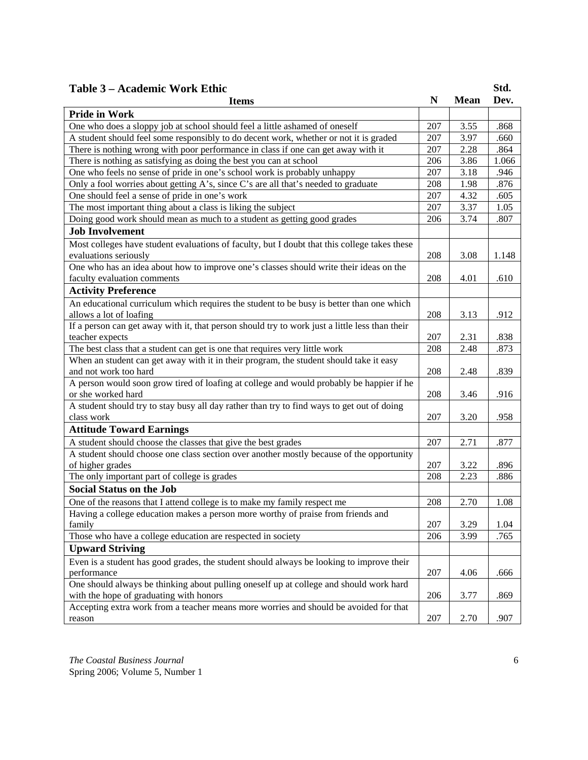**Table 3 – Academic Work Ethic**

| Items | N | Mean | Std. Dev. |
|---|---|---|---|
| **Pride in Work** | | | |
| One who does a sloppy job at school should feel a little ashamed of oneself | 207 | 3.55 | .868 |
| A student should feel some responsibly to do decent work, whether or not it is graded | 207 | 3.97 | .660 |
| There is nothing wrong with poor performance in class if one can get away with it | 207 | 2.28 | .864 |
| There is nothing as satisfying as doing the best you can at school | 206 | 3.86 | 1.066 |
| One who feels no sense of pride in one's school work is probably unhappy | 207 | 3.18 | .946 |
| Only a fool worries about getting A's, since C's are all that's needed to graduate | 208 | 1.98 | .876 |
| One should feel a sense of pride in one's work | 207 | 4.32 | .605 |
| The most important thing about a class is liking the subject | 207 | 3.37 | 1.05 |
| Doing good work should mean as much to a student as getting good grades | 206 | 3.74 | .807 |
| **Job Involvement** | | | |
| Most colleges have student evaluations of faculty, but I doubt that this college takes these evaluations seriously | 208 | 3.08 | 1.148 |
| One who has an idea about how to improve one's classes should write their ideas on the faculty evaluation comments | 208 | 4.01 | .610 |
| **Activity Preference** | | | |
| An educational curriculum which requires the student to be busy is better than one which allows a lot of loafing | 208 | 3.13 | .912 |
| If a person can get away with it, that person should try to work just a little less than their teacher expects | 207 | 2.31 | .838 |
| The best class that a student can get is one that requires very little work | 208 | 2.48 | .873 |
| When an student can get away with it in their program, the student should take it easy and not work too hard | 208 | 2.48 | .839 |
| A person would soon grow tired of loafing at college and would probably be happier if he or she worked hard | 208 | 3.46 | .916 |
| A student should try to stay busy all day rather than try to find ways to get out of doing class work | 207 | 3.20 | .958 |
| **Attitude Toward Earnings** | | | |
| A student should choose the classes that give the best grades | 207 | 2.71 | .877 |
| A student should choose one class section over another mostly because of the opportunity of higher grades | 207 | 3.22 | .896 |
| The only important part of college is grades | 208 | 2.23 | .886 |
| **Social Status on the Job** | | | |
| One of the reasons that I attend college is to make my family respect me | 208 | 2.70 | 1.08 |
| Having a college education makes a person more worthy of praise from friends and family | 207 | 3.29 | 1.04 |
| Those who have a college education are respected in society | 206 | 3.99 | .765 |
| **Upward Striving** | | | |
| Even is a student has good grades, the student should always be looking to improve their performance | 207 | 4.06 | .666 |
| One should always be thinking about pulling oneself up at college and should work hard with the hope of graduating with honors | 206 | 3.77 | .869 |
| Accepting extra work from a teacher means more worries and should be avoided for that reason | 207 | 2.70 | .907 |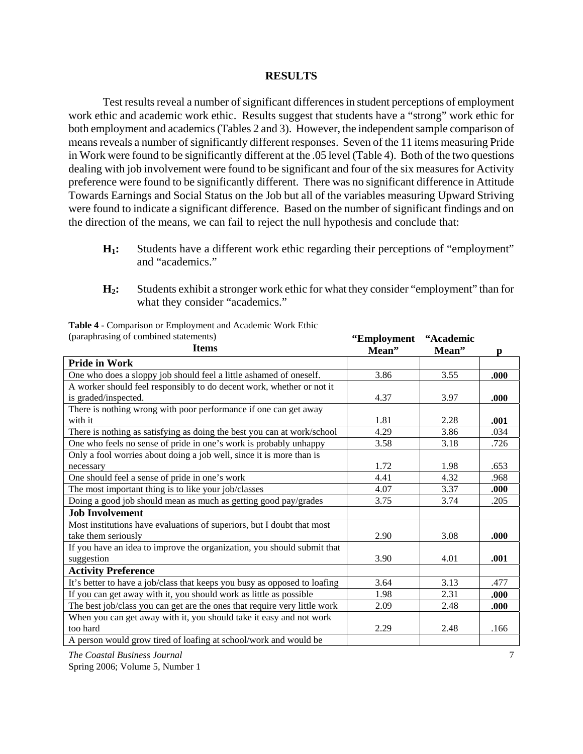## RESULTS

Test results reveal a number of significant differences in student perceptions of employment work ethic and academic work ethic. Results suggest that students have a "strong" work ethic for both employment and academics (Tables 2 and 3). However, the independent sample comparison of means reveals a number of significantly different responses. Seven of the 11 items measuring Pride in Work were found to be significantly different at the .05 level (Table 4). Both of the two questions dealing with job involvement were found to be significant and four of the six measures for Activity preference were found to be significantly different. There was no significant difference in Attitude Towards Earnings and Social Status on the Job but all of the variables measuring Upward Striving were found to indicate a significant difference. Based on the number of significant findings and on the direction of the means, we can fail to reject the null hypothesis and conclude that:

- **$H_1$:** Students have a different work ethic regarding their perceptions of "employment" and "academics."
- **$H_2$:** Students exhibit a stronger work ethic for what they consider "employment" than for what they consider "academics."

**Table 4** - Comparison or Employment and Academic Work Ethic (paraphrasing of combined statements)

| Items | "Employment Mean" | "Academic Mean" | p |
|---|---|---|---|
| **Pride in Work** | | | |
| One who does a sloppy job should feel a little ashamed of oneself. | 3.86 | 3.55 | **.000** |
| A worker should feel responsibly to do decent work, whether or not it is graded/inspected. | 4.37 | 3.97 | **.000** |
| There is nothing wrong with poor performance if one can get away with it | 1.81 | 2.28 | **.001** |
| There is nothing as satisfying as doing the best you can at work/school | 4.29 | 3.86 | .034 |
| One who feels no sense of pride in one's work is probably unhappy | 3.58 | 3.18 | .726 |
| Only a fool worries about doing a job well, since it is more than is necessary | 1.72 | 1.98 | .653 |
| One should feel a sense of pride in one's work | 4.41 | 4.32 | .968 |
| The most important thing is to like your job/classes | 4.07 | 3.37 | **.000** |
| Doing a good job should mean as much as getting good pay/grades | 3.75 | 3.74 | .205 |
| **Job Involvement** | | | |
| Most institutions have evaluations of superiors, but I doubt that most take them seriously | 2.90 | 3.08 | **.000** |
| If you have an idea to improve the organization, you should submit that suggestion | 3.90 | 4.01 | **.001** |
| **Activity Preference** | | | |
| It's better to have a job/class that keeps you busy as opposed to loafing | 3.64 | 3.13 | .477 |
| If you can get away with it, you should work as little as possible | 1.98 | 2.31 | **.000** |
| The best job/class you can get are the ones that require very little work | 2.09 | 2.48 | **.000** |
| When you can get away with it, you should take it easy and not work too hard | 2.29 | 2.48 | .166 |
| A person would grow tired of loafing at school/work and would be | | | |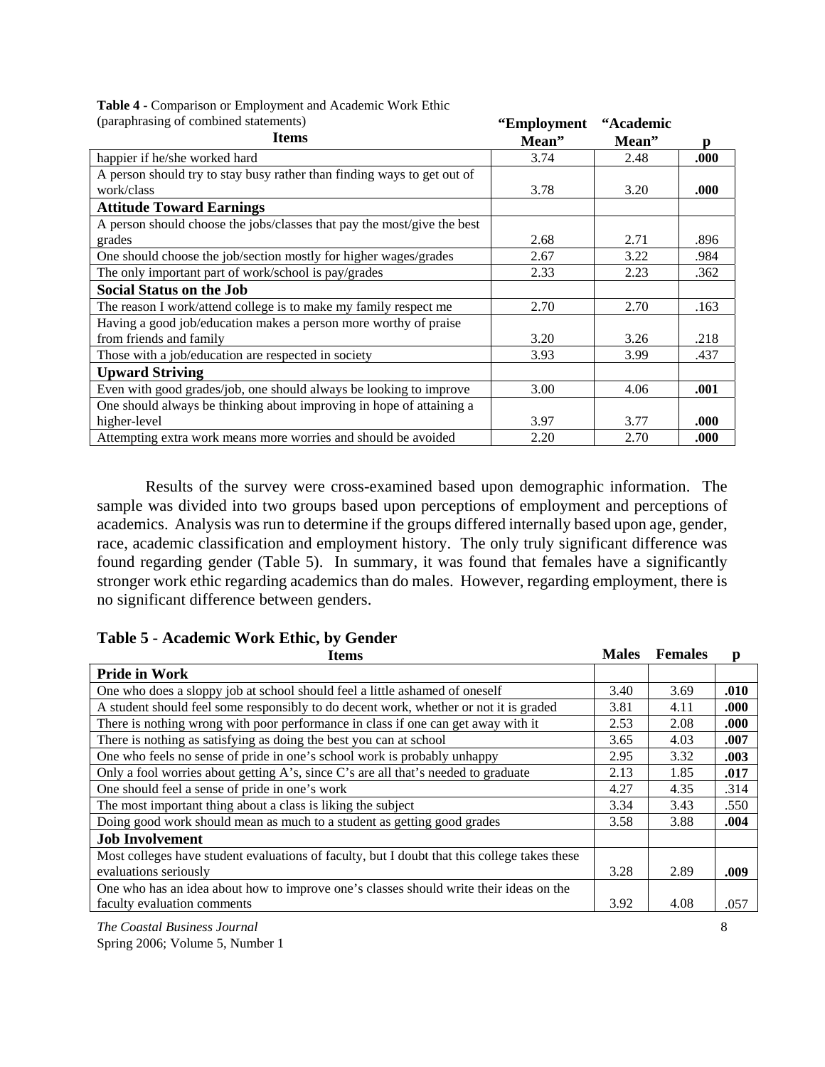**Table 4** - Comparison or Employment and Academic Work Ethic (paraphrasing of combined statements)

| Items | "Employment Mean" | "Academic Mean" | p |
|---|---|---|---|
| happier if he/she worked hard | 3.74 | 2.48 | **.000** |
| A person should try to stay busy rather than finding ways to get out of work/class | 3.78 | 3.20 | **.000** |
| **Attitude Toward Earnings** | | | |
| A person should choose the jobs/classes that pay the most/give the best grades | 2.68 | 2.71 | .896 |
| One should choose the job/section mostly for higher wages/grades | 2.67 | 3.22 | .984 |
| The only important part of work/school is pay/grades | 2.33 | 2.23 | .362 |
| **Social Status on the Job** | | | |
| The reason I work/attend college is to make my family respect me | 2.70 | 2.70 | .163 |
| Having a good job/education makes a person more worthy of praise from friends and family | 3.20 | 3.26 | .218 |
| Those with a job/education are respected in society | 3.93 | 3.99 | .437 |
| **Upward Striving** | | | |
| Even with good grades/job, one should always be looking to improve | 3.00 | 4.06 | **.001** |
| One should always be thinking about improving in hope of attaining a higher-level | 3.97 | 3.77 | **.000** |
| Attempting extra work means more worries and should be avoided | 2.20 | 2.70 | **.000** |

Results of the survey were cross-examined based upon demographic information. The sample was divided into two groups based upon perceptions of employment and perceptions of academics. Analysis was run to determine if the groups differed internally based upon age, gender, race, academic classification and employment history. The only truly significant difference was found regarding gender (Table 5). In summary, it was found that females have a significantly stronger work ethic regarding academics than do males. However, regarding employment, there is no significant difference between genders.

**Table 5 - Academic Work Ethic, by Gender**

| Items | Males | Females | p |
|---|---|---|---|
| **Pride in Work** | | | |
| One who does a sloppy job at school should feel a little ashamed of oneself | 3.40 | 3.69 | **.010** |
| A student should feel some responsibly to do decent work, whether or not it is graded | 3.81 | 4.11 | **.000** |
| There is nothing wrong with poor performance in class if one can get away with it | 2.53 | 2.08 | **.000** |
| There is nothing as satisfying as doing the best you can at school | 3.65 | 4.03 | **.007** |
| One who feels no sense of pride in one's school work is probably unhappy | 2.95 | 3.32 | **.003** |
| Only a fool worries about getting A's, since C's are all that's needed to graduate | 2.13 | 1.85 | **.017** |
| One should feel a sense of pride in one's work | 4.27 | 4.35 | .314 |
| The most important thing about a class is liking the subject | 3.34 | 3.43 | .550 |
| Doing good work should mean as much to a student as getting good grades | 3.58 | 3.88 | **.004** |
| **Job Involvement** | | | |
| Most colleges have student evaluations of faculty, but I doubt that this college takes these evaluations seriously | 3.28 | 2.89 | **.009** |
| One who has an idea about how to improve one's classes should write their ideas on the faculty evaluation comments | 3.92 | 4.08 | .057 |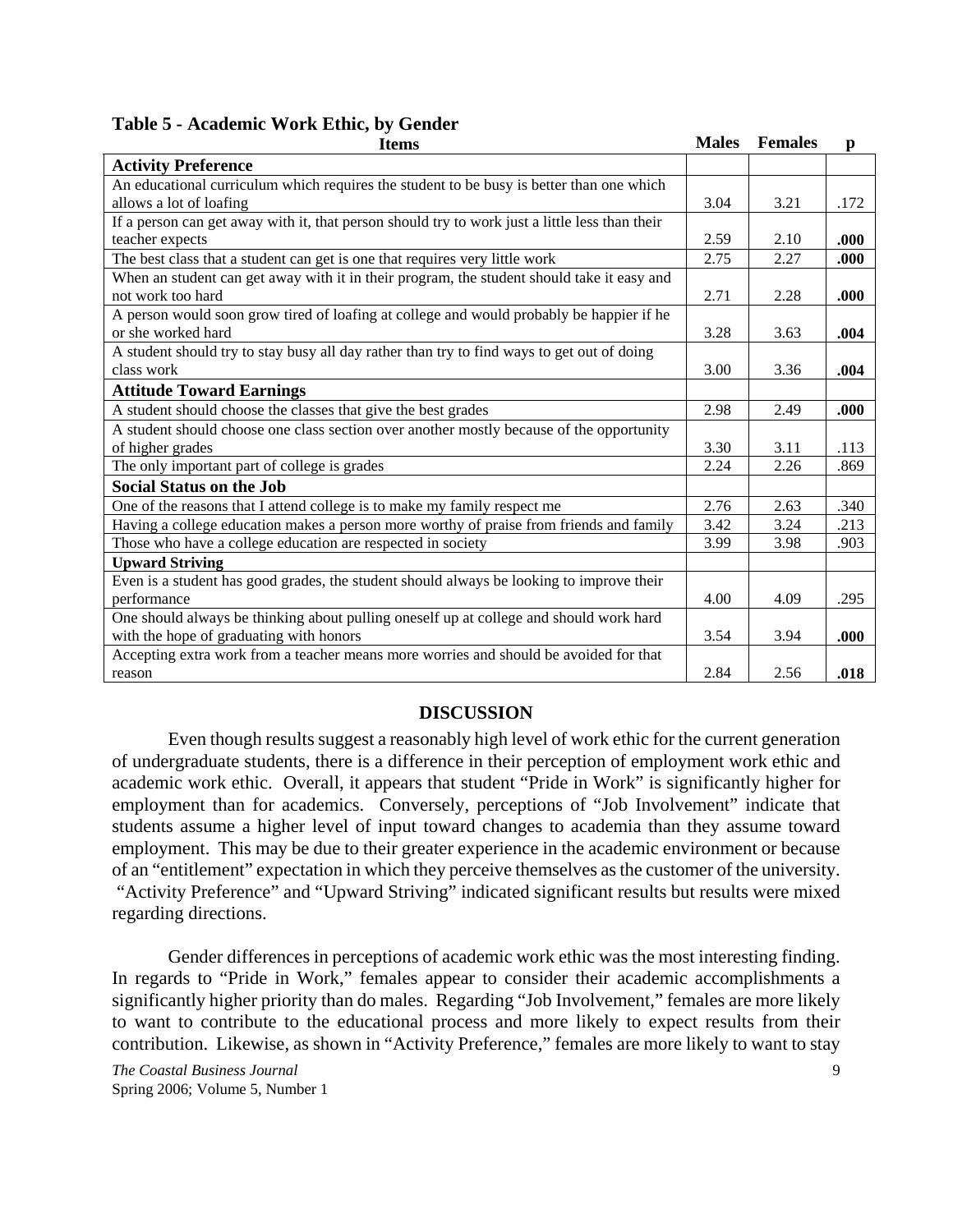**Table 5 - Academic Work Ethic, by Gender**

| Items | Males | Females | p |
|---|---|---|---|
| **Activity Preference** | | | |
| An educational curriculum which requires the student to be busy is better than one which allows a lot of loafing | 3.04 | 3.21 | .172 |
| If a person can get away with it, that person should try to work just a little less than their teacher expects | 2.59 | 2.10 | **.000** |
| The best class that a student can get is one that requires very little work | 2.75 | 2.27 | **.000** |
| When an student can get away with it in their program, the student should take it easy and not work too hard | 2.71 | 2.28 | **.000** |
| A person would soon grow tired of loafing at college and would probably be happier if he or she worked hard | 3.28 | 3.63 | **.004** |
| A student should try to stay busy all day rather than try to find ways to get out of doing class work | 3.00 | 3.36 | **.004** |
| **Attitude Toward Earnings** | | | |
| A student should choose the classes that give the best grades | 2.98 | 2.49 | **.000** |
| A student should choose one class section over another mostly because of the opportunity of higher grades | 3.30 | 3.11 | .113 |
| The only important part of college is grades | 2.24 | 2.26 | .869 |
| **Social Status on the Job** | | | |
| One of the reasons that I attend college is to make my family respect me | 2.76 | 2.63 | .340 |
| Having a college education makes a person more worthy of praise from friends and family | 3.42 | 3.24 | .213 |
| Those who have a college education are respected in society | 3.99 | 3.98 | .903 |
| **Upward Striving** | | | |
| Even is a student has good grades, the student should always be looking to improve their performance | 4.00 | 4.09 | .295 |
| One should always be thinking about pulling oneself up at college and should work hard with the hope of graduating with honors | 3.54 | 3.94 | **.000** |
| Accepting extra work from a teacher means more worries and should be avoided for that reason | 2.84 | 2.56 | **.018** |

## DISCUSSION

Even though results suggest a reasonably high level of work ethic for the current generation of undergraduate students, there is a difference in their perception of employment work ethic and academic work ethic. Overall, it appears that student "Pride in Work" is significantly higher for employment than for academics. Conversely, perceptions of "Job Involvement" indicate that students assume a higher level of input toward changes to academia than they assume toward employment. This may be due to their greater experience in the academic environment or because of an "entitlement" expectation in which they perceive themselves as the customer of the university. "Activity Preference" and "Upward Striving" indicated significant results but results were mixed regarding directions.

Gender differences in perceptions of academic work ethic was the most interesting finding. In regards to "Pride in Work," females appear to consider their academic accomplishments a significantly higher priority than do males. Regarding "Job Involvement," females are more likely to want to contribute to the educational process and more likely to expect results from their contribution. Likewise, as shown in "Activity Preference," females are more likely to want to stay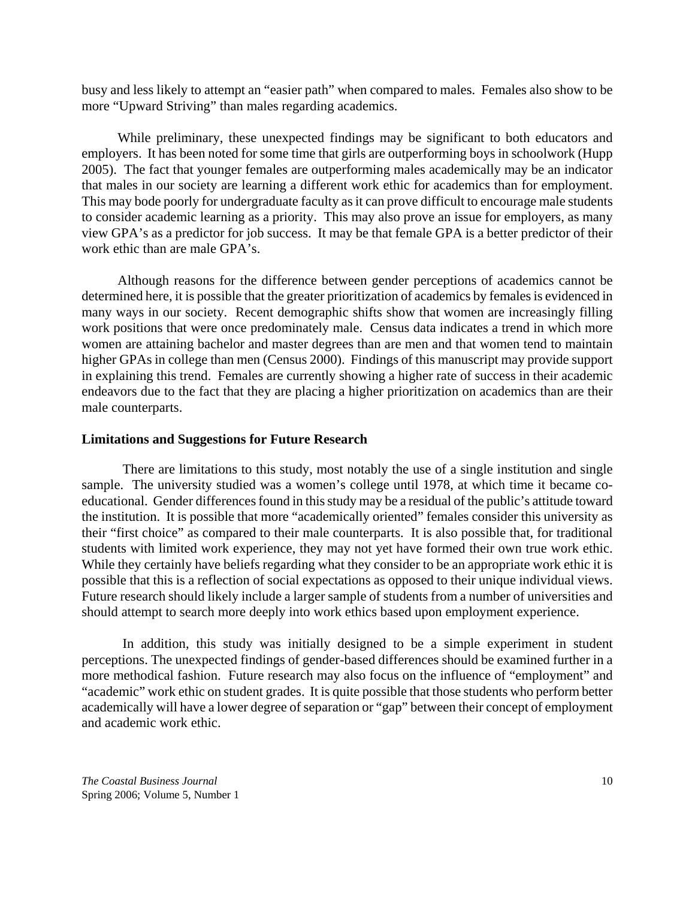busy and less likely to attempt an "easier path" when compared to males. Females also show to be more "Upward Striving" than males regarding academics.

While preliminary, these unexpected findings may be significant to both educators and employers. It has been noted for some time that girls are outperforming boys in schoolwork (Hupp 2005). The fact that younger females are outperforming males academically may be an indicator that males in our society are learning a different work ethic for academics than for employment. This may bode poorly for undergraduate faculty as it can prove difficult to encourage male students to consider academic learning as a priority. This may also prove an issue for employers, as many view GPA's as a predictor for job success. It may be that female GPA is a better predictor of their work ethic than are male GPA's.

Although reasons for the difference between gender perceptions of academics cannot be determined here, it is possible that the greater prioritization of academics by females is evidenced in many ways in our society. Recent demographic shifts show that women are increasingly filling work positions that were once predominately male. Census data indicates a trend in which more women are attaining bachelor and master degrees than are men and that women tend to maintain higher GPAs in college than men (Census 2000). Findings of this manuscript may provide support in explaining this trend. Females are currently showing a higher rate of success in their academic endeavors due to the fact that they are placing a higher prioritization on academics than are their male counterparts.

**Limitations and Suggestions for Future Research**

There are limitations to this study, most notably the use of a single institution and single sample. The university studied was a women's college until 1978, at which time it became co-educational. Gender differences found in this study may be a residual of the public's attitude toward the institution. It is possible that more "academically oriented" females consider this university as their "first choice" as compared to their male counterparts. It is also possible that, for traditional students with limited work experience, they may not yet have formed their own true work ethic. While they certainly have beliefs regarding what they consider to be an appropriate work ethic it is possible that this is a reflection of social expectations as opposed to their unique individual views. Future research should likely include a larger sample of students from a number of universities and should attempt to search more deeply into work ethics based upon employment experience.

In addition, this study was initially designed to be a simple experiment in student perceptions. The unexpected findings of gender-based differences should be examined further in a more methodical fashion. Future research may also focus on the influence of "employment" and "academic" work ethic on student grades. It is quite possible that those students who perform better academically will have a lower degree of separation or "gap" between their concept of employment and academic work ethic.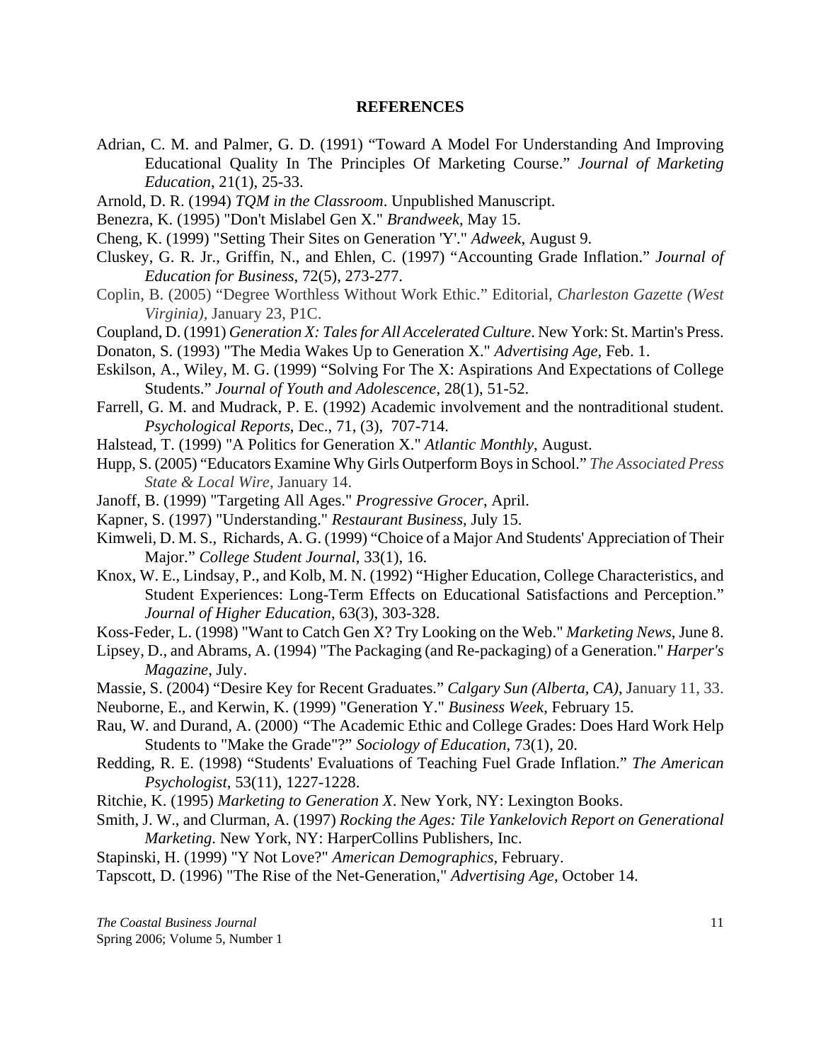## REFERENCES

Adrian, C. M. and Palmer, G. D. (1991) "Toward A Model For Understanding And Improving Educational Quality In The Principles Of Marketing Course." *Journal of Marketing Education*, 21(1), 25-33.

Arnold, D. R. (1994) *TQM in the Classroom*. Unpublished Manuscript.

Benezra, K. (1995) "Don't Mislabel Gen X." *Brandweek*, May 15.

Cheng, K. (1999) "Setting Their Sites on Generation 'Y'." *Adweek*, August 9.

Cluskey, G. R. Jr., Griffin, N., and Ehlen, C. (1997) "Accounting Grade Inflation." *Journal of Education for Business*, 72(5), 273-277.

Coplin, B. (2005) "Degree Worthless Without Work Ethic." Editorial, *Charleston Gazette (West Virginia)*, January 23, P1C.

Coupland, D. (1991) *Generation X: Tales for All Accelerated Culture*. New York: St. Martin's Press.

Donaton, S. (1993) "The Media Wakes Up to Generation X." *Advertising Age*, Feb. 1.

Eskilson, A., Wiley, M. G. (1999) "Solving For The X: Aspirations And Expectations of College Students." *Journal of Youth and Adolescence*, 28(1), 51-52.

Farrell, G. M. and Mudrack, P. E. (1992) Academic involvement and the nontraditional student. *Psychological Reports*, Dec., 71, (3), 707-714.

Halstead, T. (1999) "A Politics for Generation X." *Atlantic Monthly*, August.

Hupp, S. (2005) "Educators Examine Why Girls Outperform Boys in School." *The Associated Press State & Local Wire*, January 14.

Janoff, B. (1999) "Targeting All Ages." *Progressive Grocer*, April.

Kapner, S. (1997) "Understanding." *Restaurant Business*, July 15.

Kimweli, D. M. S., Richards, A. G. (1999) "Choice of a Major And Students' Appreciation of Their Major." *College Student Journal*, 33(1), 16.

Knox, W. E., Lindsay, P., and Kolb, M. N. (1992) "Higher Education, College Characteristics, and Student Experiences: Long-Term Effects on Educational Satisfactions and Perception." *Journal of Higher Education*, 63(3), 303-328.

Koss-Feder, L. (1998) "Want to Catch Gen X? Try Looking on the Web." *Marketing News*, June 8.

Lipsey, D., and Abrams, A. (1994) "The Packaging (and Re-packaging) of a Generation." *Harper's Magazine*, July.

Massie, S. (2004) "Desire Key for Recent Graduates." *Calgary Sun (Alberta, CA)*, January 11, 33.

Neuborne, E., and Kerwin, K. (1999) "Generation Y." *Business Week*, February 15.

Rau, W. and Durand, A. (2000) "The Academic Ethic and College Grades: Does Hard Work Help Students to "Make the Grade"?" *Sociology of Education*, 73(1), 20.

Redding, R. E. (1998) "Students' Evaluations of Teaching Fuel Grade Inflation." *The American Psychologist*, 53(11), 1227-1228.

Ritchie, K. (1995) *Marketing to Generation X*. New York, NY: Lexington Books.

Smith, J. W., and Clurman, A. (1997) *Rocking the Ages: Tile Yankelovich Report on Generational Marketing*. New York, NY: HarperCollins Publishers, Inc.

Stapinski, H. (1999) "Y Not Love?" *American Demographics*, February.

Tapscott, D. (1996) "The Rise of the Net-Generation," *Advertising Age*, October 14.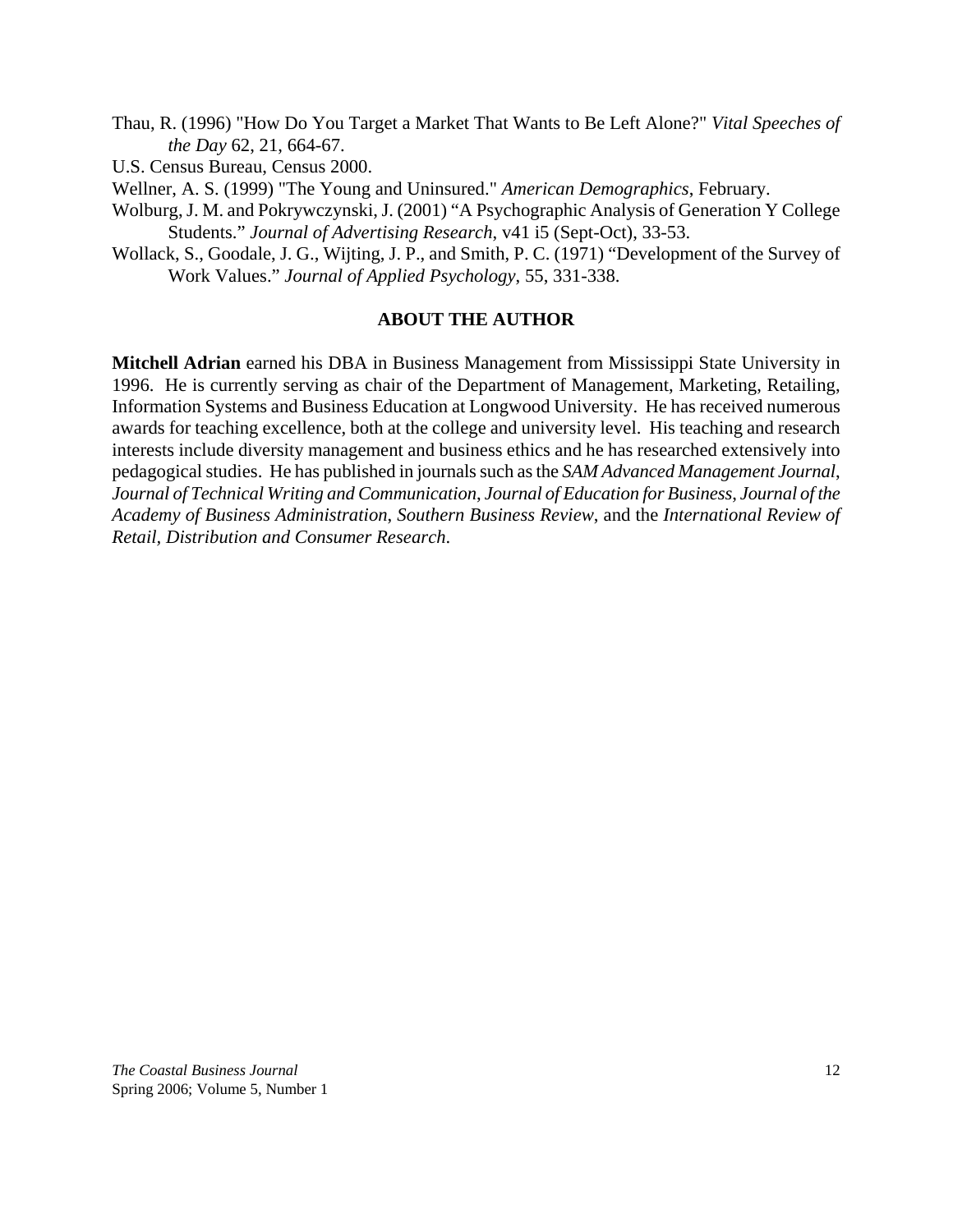Thau, R. (1996) "How Do You Target a Market That Wants to Be Left Alone?" *Vital Speeches of the Day* 62, 21, 664-67.

U.S. Census Bureau, Census 2000.

Wellner, A. S. (1999) "The Young and Uninsured." *American Demographics*, February.

Wolburg, J. M. and Pokrywczynski, J. (2001) "A Psychographic Analysis of Generation Y College Students." *Journal of Advertising Research,* v41 i5 (Sept-Oct), 33-53.

Wollack, S., Goodale, J. G., Wijting, J. P., and Smith, P. C. (1971) "Development of the Survey of Work Values." *Journal of Applied Psychology*, 55, 331-338.

## ABOUT THE AUTHOR

**Mitchell Adrian** earned his DBA in Business Management from Mississippi State University in 1996. He is currently serving as chair of the Department of Management, Marketing, Retailing, Information Systems and Business Education at Longwood University. He has received numerous awards for teaching excellence, both at the college and university level. His teaching and research interests include diversity management and business ethics and he has researched extensively into pedagogical studies. He has published in journals such as the *SAM Advanced Management Journal*, *Journal of Technical Writing and Communication*, *Journal of Education for Business*, *Journal of the Academy of Business Administration*, *Southern Business Review*, and the *International Review of Retail, Distribution and Consumer Research*.